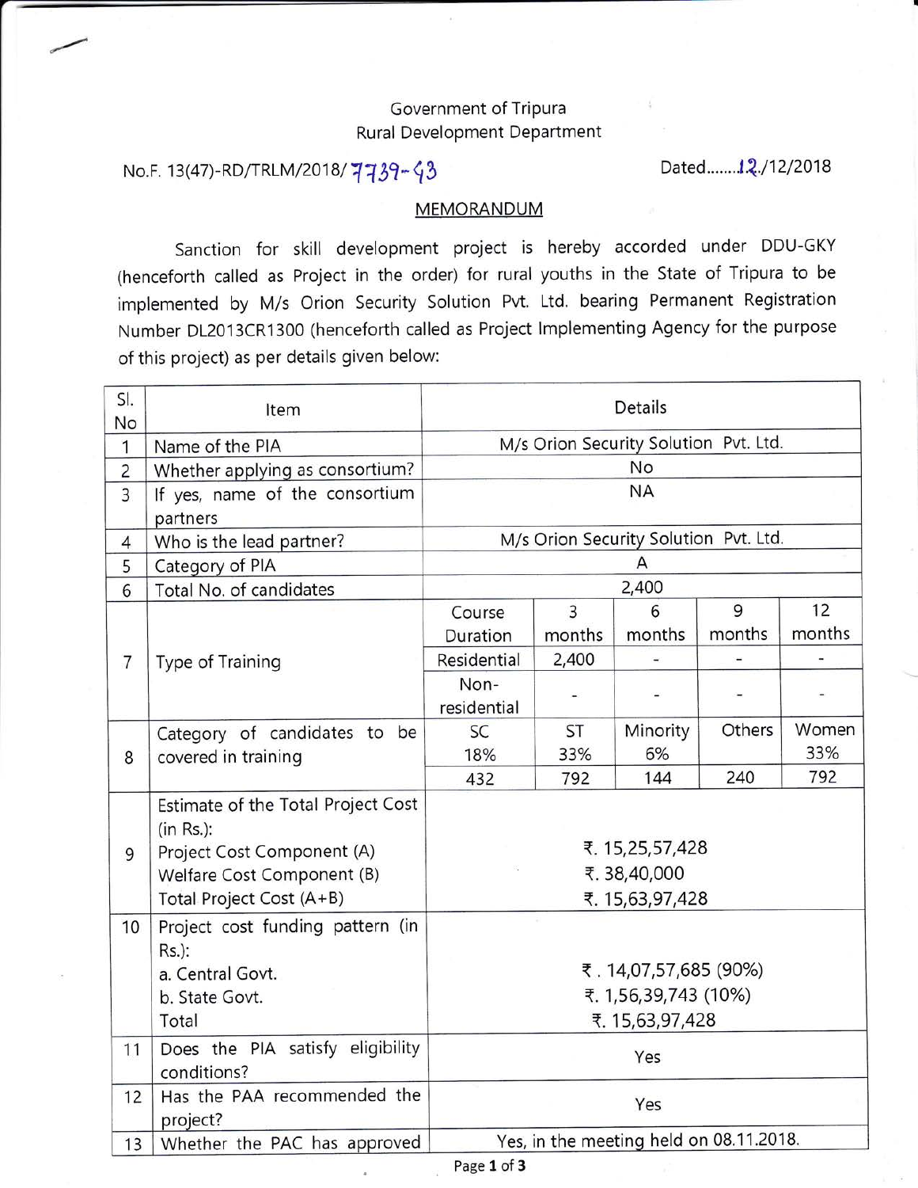Government of Tripura
Rural Development Department

No.F. 13(47)-RD/TRLM/2018/ 7739-43 Dated........12./12/2018

## MEMORANDUM

Sanction for skill development project is hereby accorded under DDU-GKY (henceforth called as Project in the order) for rural youths in the State of Tripura to be implemented by M/s Orion Security Solution Pvt. Ltd. bearing Permanent Registration Number DL2013CR1300 (henceforth called as Project Implementing Agency for the purpose of this project) as per details given below:

| Sl. No | Item | Details | | | | |
|---|---|---|---|---|---|---|
| 1 | Name of the PIA | M/s Orion Security Solution Pvt. Ltd. | | | | |
| 2 | Whether applying as consortium? | No | | | | |
| 3 | If yes, name of the consortium partners | NA | | | | |
| 4 | Who is the lead partner? | M/s Orion Security Solution Pvt. Ltd. | | | | |
| 5 | Category of PIA | A | | | | |
| 6 | Total No. of candidates | 2,400 | | | | |
| 7 | Type of Training | Course Duration | 3 months | 6 months | 9 months | 12 months |
| | | Residential | 2,400 | - | - | - |
| | | Non-residential | - | - | - | - |
| 8 | Category of candidates to be covered in training | SC 18% | ST 33% | Minority 6% | Others | Women 33% |
| | | 432 | 792 | 144 | 240 | 792 |
| 9 | Estimate of the Total Project Cost (in Rs.):<br>Project Cost Component (A)<br>Welfare Cost Component (B)<br>Total Project Cost (A+B) | ₹. 15,25,57,428<br>₹. 38,40,000<br>₹. 15,63,97,428 | | | | |
| 10 | Project cost funding pattern (in Rs.):<br>a. Central Govt.<br>b. State Govt.<br>Total | ₹ . 14,07,57,685 (90%)<br>₹. 1,56,39,743 (10%)<br>₹. 15,63,97,428 | | | | |
| 11 | Does the PIA satisfy eligibility conditions? | Yes | | | | |
| 12 | Has the PAA recommended the project? | Yes | | | | |
| 13 | Whether the PAC has approved | Yes, in the meeting held on 08.11.2018. | | | | |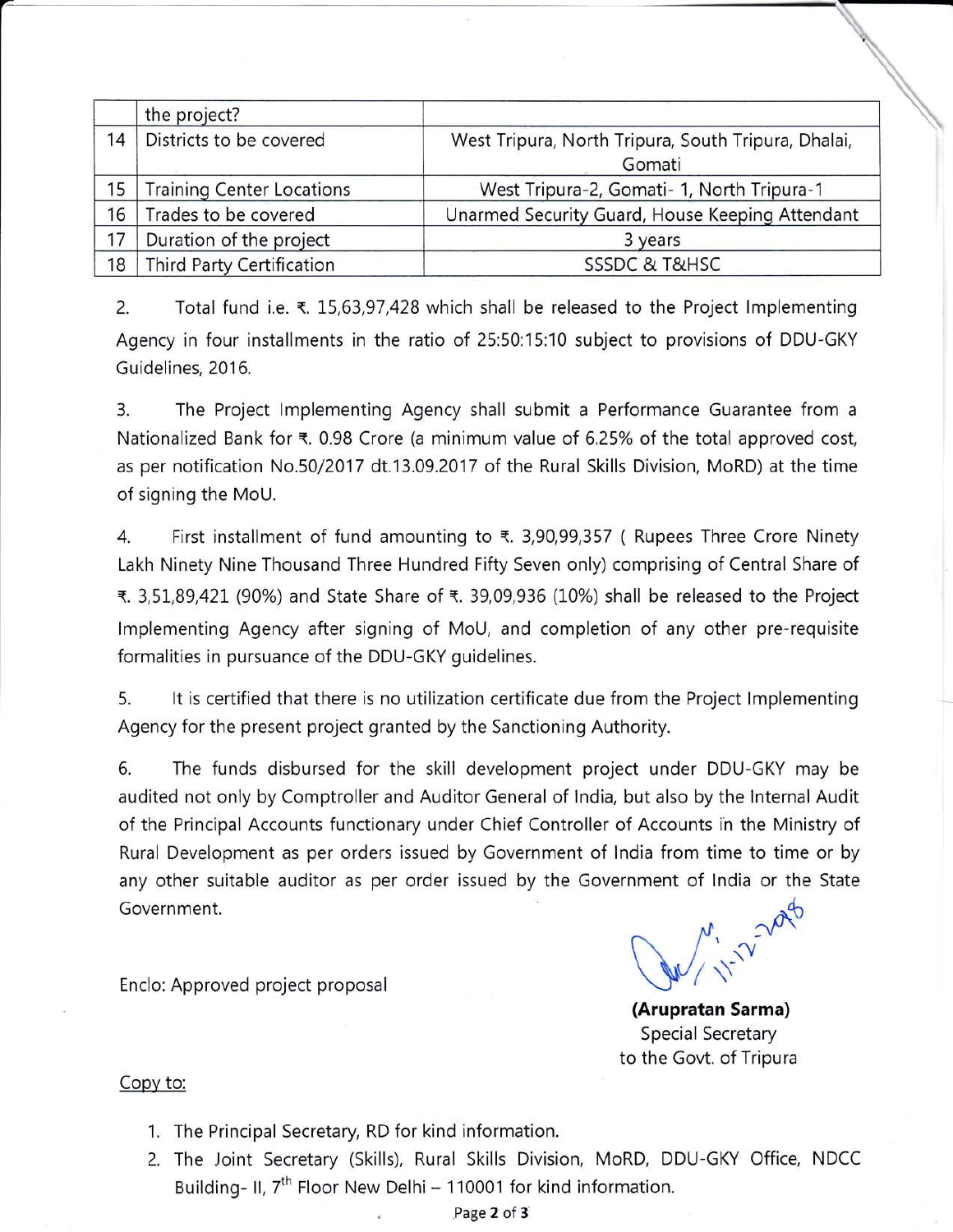|    | the project? |  |
|---|---|---|
| 14 | Districts to be covered | West Tripura, North Tripura, South Tripura, Dhalai, Gomati |
| 15 | Training Center Locations | West Tripura-2, Gomati- 1, North Tripura-1 |
| 16 | Trades to be covered | Unarmed Security Guard, House Keeping Attendant |
| 17 | Duration of the project | 3 years |
| 18 | Third Party Certification | SSSDC & T&HSC |

2. Total fund i.e. ₹. 15,63,97,428 which shall be released to the Project Implementing Agency in four installments in the ratio of 25:50:15:10 subject to provisions of DDU-GKY Guidelines, 2016.

3. The Project Implementing Agency shall submit a Performance Guarantee from a Nationalized Bank for ₹. 0.98 Crore (a minimum value of 6.25% of the total approved cost, as per notification No.50/2017 dt.13.09.2017 of the Rural Skills Division, MoRD) at the time of signing the MoU.

4. First installment of fund amounting to ₹. 3,90,99,357 ( Rupees Three Crore Ninety Lakh Ninety Nine Thousand Three Hundred Fifty Seven only) comprising of Central Share of ₹. 3,51,89,421 (90%) and State Share of ₹. 39,09,936 (10%) shall be released to the Project Implementing Agency after signing of MoU, and completion of any other pre-requisite formalities in pursuance of the DDU-GKY guidelines.

5. It is certified that there is no utilization certificate due from the Project Implementing Agency for the present project granted by the Sanctioning Authority.

6. The funds disbursed for the skill development project under DDU-GKY may be audited not only by Comptroller and Auditor General of India, but also by the Internal Audit of the Principal Accounts functionary under Chief Controller of Accounts in the Ministry of Rural Development as per orders issued by Government of India from time to time or by any other suitable auditor as per order issued by the Government of India or the State Government.

Enclo: Approved project proposal

11.12.2018

**(Arupratan Sarma)**
Special Secretary
to the Govt. of Tripura

Copy to:

1. The Principal Secretary, RD for kind information.
2. The Joint Secretary (Skills), Rural Skills Division, MoRD, DDU-GKY Office, NDCC Building- II, 7th Floor New Delhi – 110001 for kind information.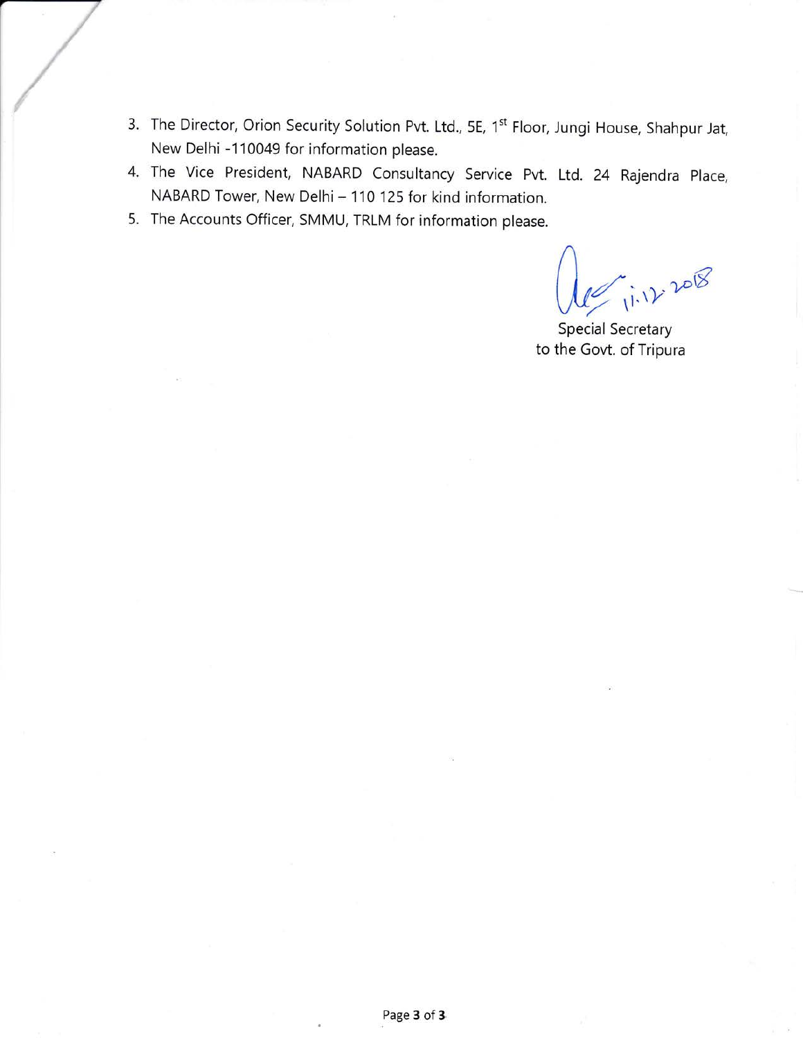3. The Director, Orion Security Solution Pvt. Ltd., 5E, 1st Floor, Jungi House, Shahpur Jat, New Delhi -110049 for information please.
4. The Vice President, NABARD Consultancy Service Pvt. Ltd. 24 Rajendra Place, NABARD Tower, New Delhi – 110 125 for kind information.
5. The Accounts Officer, SMMU, TRLM for information please.

11.12.2018

Special Secretary
to the Govt. of Tripura